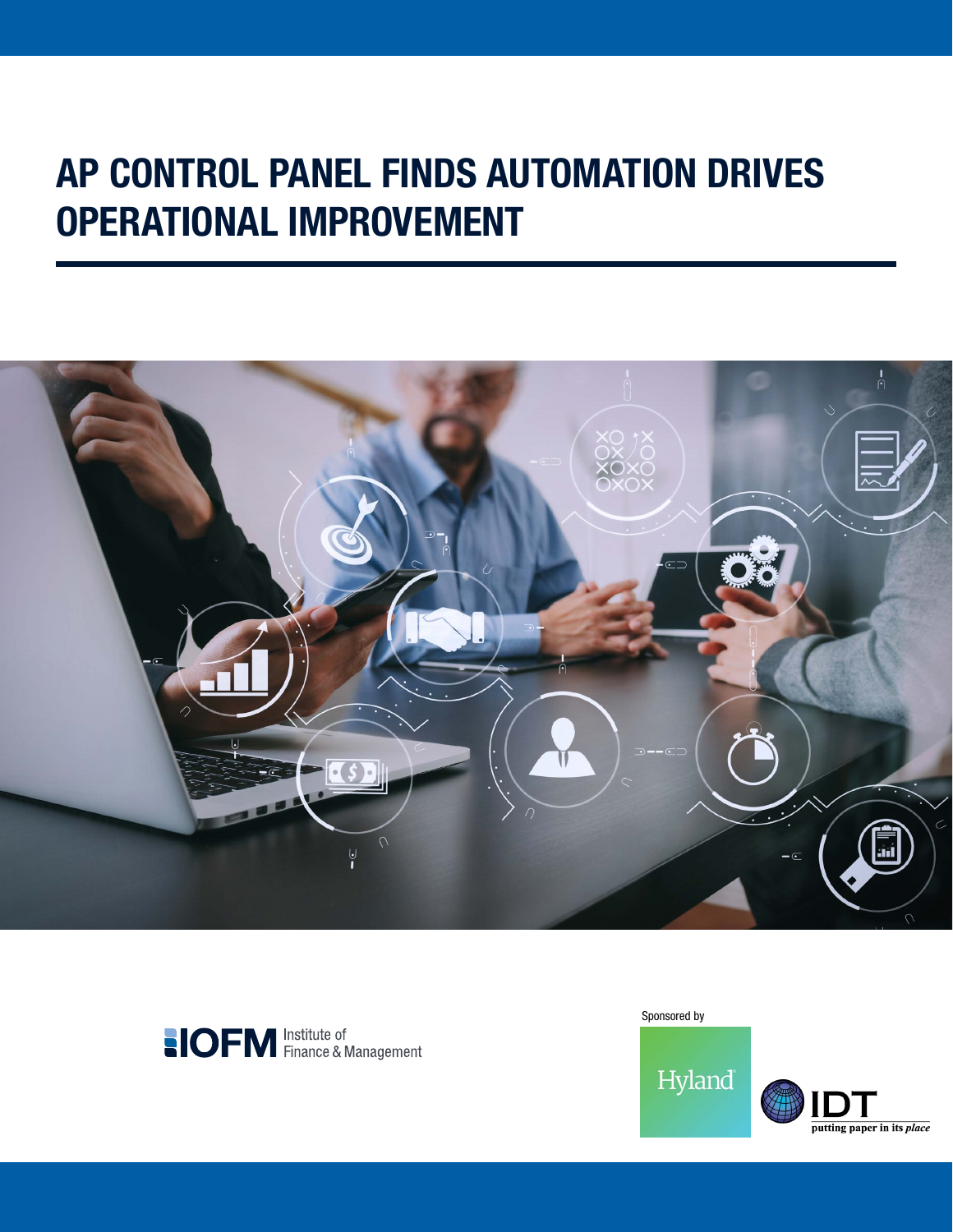# AP CONTROL PANEL FINDS AUTOMATION DRIVES OPERATIONAL IMPROVEMENT

IOFM Institute of Finance & Management

Sponsored by

Hyland

IDT putting paper in its *place*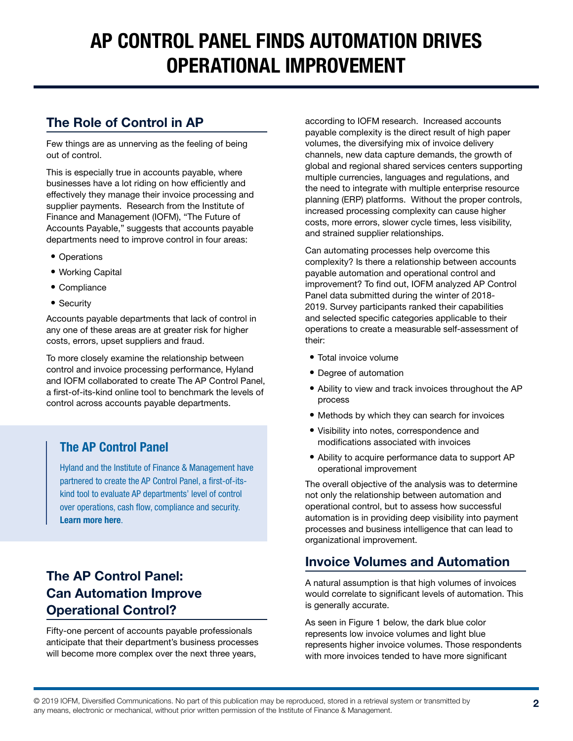# AP CONTROL PANEL FINDS AUTOMATION DRIVES OPERATIONAL IMPROVEMENT

## The Role of Control in AP

Few things are as unnerving as the feeling of being out of control.

This is especially true in accounts payable, where businesses have a lot riding on how efficiently and effectively they manage their invoice processing and supplier payments. Research from the Institute of Finance and Management (IOFM), "The Future of Accounts Payable," suggests that accounts payable departments need to improve control in four areas:

- Operations
- Working Capital
- Compliance
- Security

Accounts payable departments that lack of control in any one of these areas are at greater risk for higher costs, errors, upset suppliers and fraud.

To more closely examine the relationship between control and invoice processing performance, Hyland and IOFM collaborated to create The AP Control Panel, a first-of-its-kind online tool to benchmark the levels of control across accounts payable departments.

> ### The AP Control Panel
>
> Hyland and the Institute of Finance & Management have partnered to create the AP Control Panel, a first-of-its-kind tool to evaluate AP departments' level of control over operations, cash flow, compliance and security. **Learn more here**.

## The AP Control Panel: Can Automation Improve Operational Control?

Fifty-one percent of accounts payable professionals anticipate that their department's business processes will become more complex over the next three years, according to IOFM research. Increased accounts payable complexity is the direct result of high paper volumes, the diversifying mix of invoice delivery channels, new data capture demands, the growth of global and regional shared services centers supporting multiple currencies, languages and regulations, and the need to integrate with multiple enterprise resource planning (ERP) platforms. Without the proper controls, increased processing complexity can cause higher costs, more errors, slower cycle times, less visibility, and strained supplier relationships.

Can automating processes help overcome this complexity? Is there a relationship between accounts payable automation and operational control and improvement? To find out, IOFM analyzed AP Control Panel data submitted during the winter of 2018-2019. Survey participants ranked their capabilities and selected specific categories applicable to their operations to create a measurable self-assessment of their:

- Total invoice volume
- Degree of automation
- Ability to view and track invoices throughout the AP process
- Methods by which they can search for invoices
- Visibility into notes, correspondence and modifications associated with invoices
- Ability to acquire performance data to support AP operational improvement

The overall objective of the analysis was to determine not only the relationship between automation and operational control, but to assess how successful automation is in providing deep visibility into payment processes and business intelligence that can lead to organizational improvement.

## Invoice Volumes and Automation

A natural assumption is that high volumes of invoices would correlate to significant levels of automation. This is generally accurate.

As seen in Figure 1 below, the dark blue color represents low invoice volumes and light blue represents higher invoice volumes. Those respondents with more invoices tended to have more significant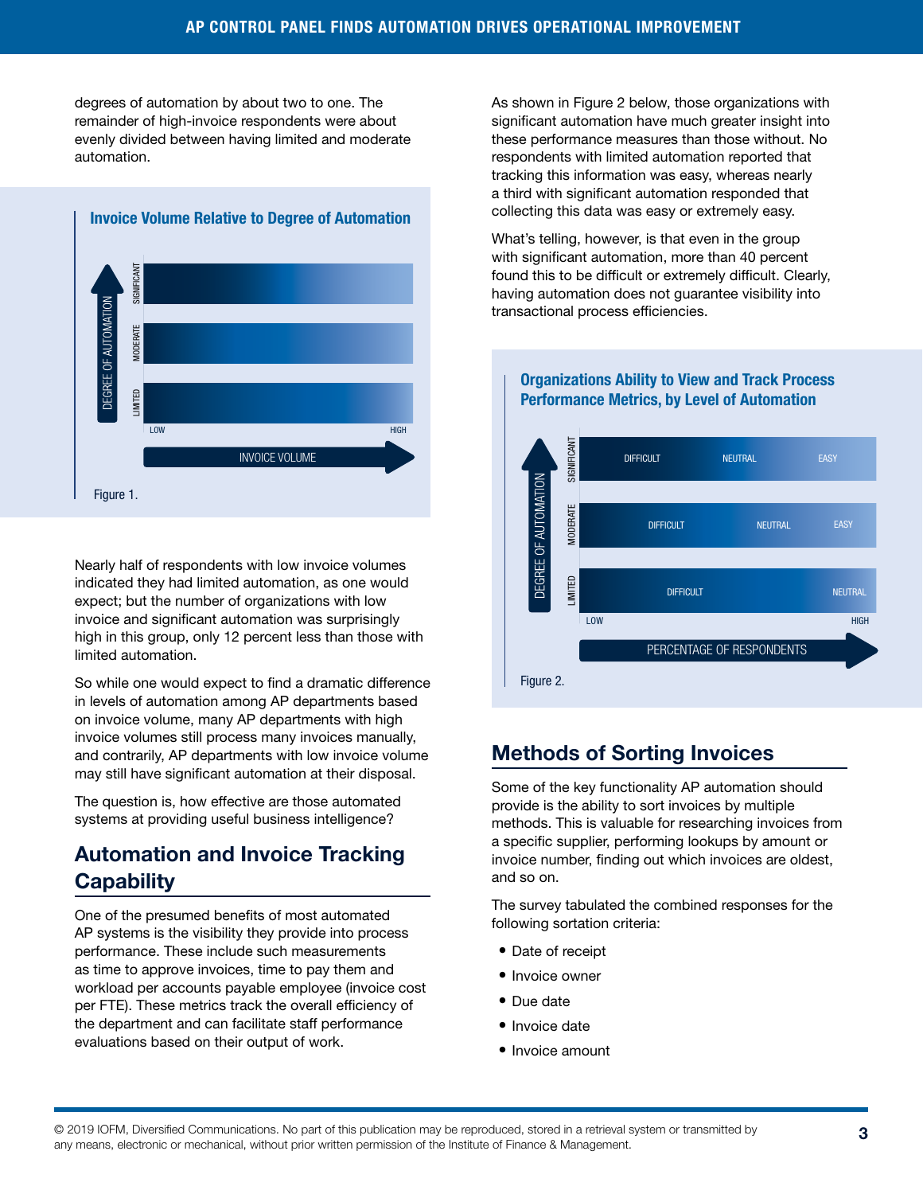degrees of automation by about two to one. The remainder of high-invoice respondents were about evenly divided between having limited and moderate automation.

**Invoice Volume Relative to Degree of Automation**

DEGREE OF AUTOMATION: SIGNIFICANT, MODERATE, LIMITED

LOW — HIGH

INVOICE VOLUME

Figure 1.

Nearly half of respondents with low invoice volumes indicated they had limited automation, as one would expect; but the number of organizations with low invoice and significant automation was surprisingly high in this group, only 12 percent less than those with limited automation.

So while one would expect to find a dramatic difference in levels of automation among AP departments based on invoice volume, many AP departments with high invoice volumes still process many invoices manually, and contrarily, AP departments with low invoice volume may still have significant automation at their disposal.

The question is, how effective are those automated systems at providing useful business intelligence?

## Automation and Invoice Tracking Capability

One of the presumed benefits of most automated AP systems is the visibility they provide into process performance. These include such measurements as time to approve invoices, time to pay them and workload per accounts payable employee (invoice cost per FTE). These metrics track the overall efficiency of the department and can facilitate staff performance evaluations based on their output of work.

As shown in Figure 2 below, those organizations with significant automation have much greater insight into these performance measures than those without. No respondents with limited automation reported that tracking this information was easy, whereas nearly a third with significant automation responded that collecting this data was easy or extremely easy.

What's telling, however, is that even in the group with significant automation, more than 40 percent found this to be difficult or extremely difficult. Clearly, having automation does not guarantee visibility into transactional process efficiencies.

**Organizations Ability to View and Track Process Performance Metrics, by Level of Automation**

DEGREE OF AUTOMATION: SIGNIFICANT (DIFFICULT, NEUTRAL, EASY), MODERATE (DIFFICULT, NEUTRAL, EASY), LIMITED (DIFFICULT, NEUTRAL)

LOW — HIGH

PERCENTAGE OF RESPONDENTS

Figure 2.

## Methods of Sorting Invoices

Some of the key functionality AP automation should provide is the ability to sort invoices by multiple methods. This is valuable for researching invoices from a specific supplier, performing lookups by amount or invoice number, finding out which invoices are oldest, and so on.

The survey tabulated the combined responses for the following sortation criteria:

- Date of receipt
- Invoice owner
- Due date
- Invoice date
- Invoice amount

© 2019 IOFM, Diversified Communications. No part of this publication may be reproduced, stored in a retrieval system or transmitted by any means, electronic or mechanical, without prior written permission of the Institute of Finance & Management.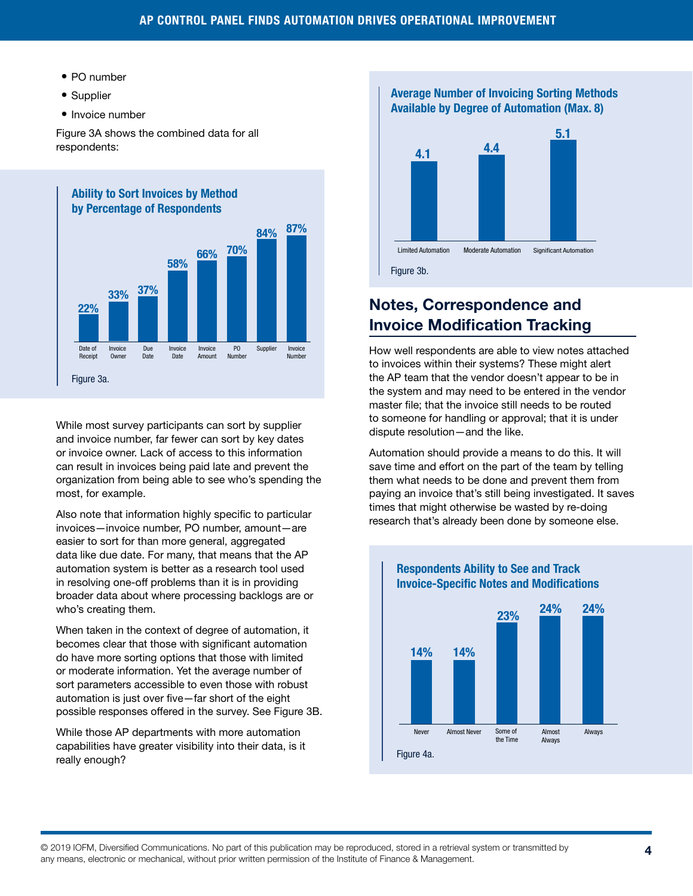- PO number
- Supplier
- Invoice number

Figure 3A shows the combined data for all respondents:

**Ability to Sort Invoices by Method by Percentage of Respondents**

| Date of Receipt | Invoice Owner | Due Date | Invoice Date | Invoice Amount | PO Number | Supplier | Invoice Number |
|---|---|---|---|---|---|---|---|
| 22% | 33% | 37% | 58% | 66% | 70% | 84% | 87% |

Figure 3a.

While most survey participants can sort by supplier and invoice number, far fewer can sort by key dates or invoice owner. Lack of access to this information can result in invoices being paid late and prevent the organization from being able to see who's spending the most, for example.

Also note that information highly specific to particular invoices—invoice number, PO number, amount—are easier to sort for than more general, aggregated data like due date. For many, that means that the AP automation system is better as a research tool used in resolving one-off problems than it is in providing broader data about where processing backlogs are or who's creating them.

When taken in the context of degree of automation, it becomes clear that those with significant automation do have more sorting options that those with limited or moderate information. Yet the average number of sort parameters accessible to even those with robust automation is just over five—far short of the eight possible responses offered in the survey. See Figure 3B.

While those AP departments with more automation capabilities have greater visibility into their data, is it really enough?

**Average Number of Invoicing Sorting Methods Available by Degree of Automation (Max. 8)**

| Limited Automation | Moderate Automation | Significant Automation |
|---|---|---|
| 4.1 | 4.4 | 5.1 |

Figure 3b.

## Notes, Correspondence and Invoice Modification Tracking

How well respondents are able to view notes attached to invoices within their systems? These might alert the AP team that the vendor doesn't appear to be in the system and may need to be entered in the vendor master file; that the invoice still needs to be routed to someone for handling or approval; that it is under dispute resolution—and the like.

Automation should provide a means to do this. It will save time and effort on the part of the team by telling them what needs to be done and prevent them from paying an invoice that's still being investigated. It saves times that might otherwise be wasted by re-doing research that's already been done by someone else.

**Respondents Ability to See and Track Invoice-Specific Notes and Modifications**

| Never | Almost Never | Some of the Time | Almost Always | Always |
|---|---|---|---|---|
| 14% | 14% | 23% | 24% | 24% |

Figure 4a.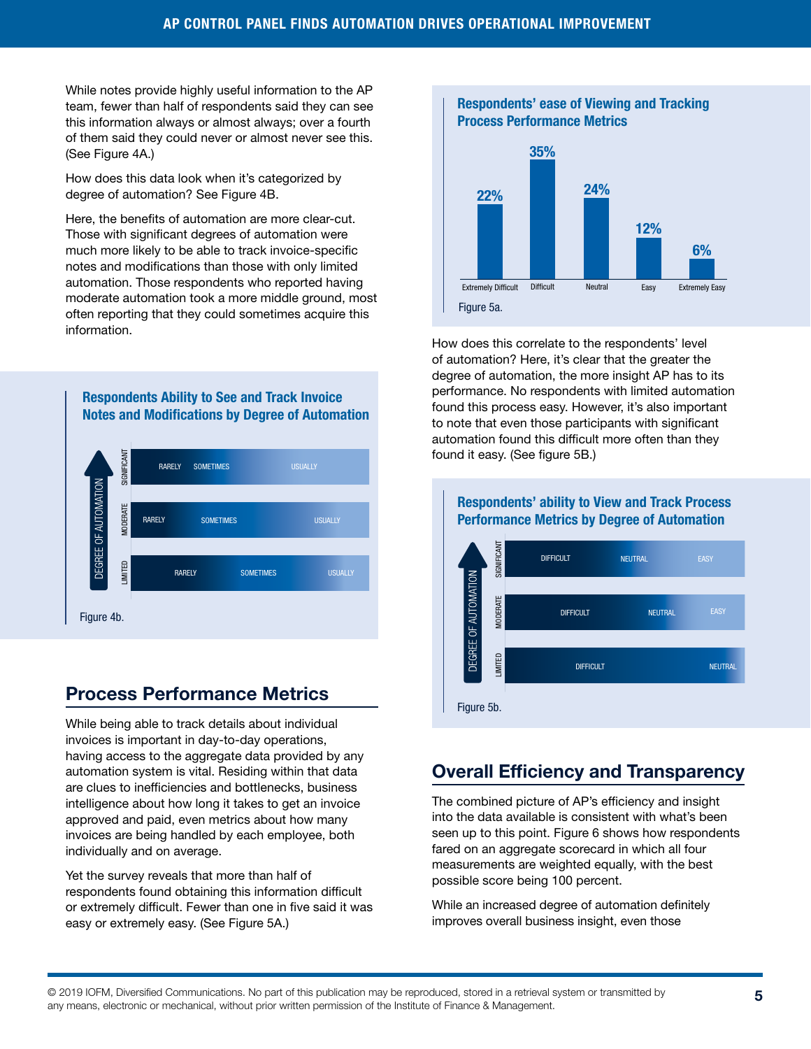While notes provide highly useful information to the AP team, fewer than half of respondents said they can see this information always or almost always; over a fourth of them said they could never or almost never see this. (See Figure 4A.)

How does this data look when it's categorized by degree of automation? See Figure 4B.

Here, the benefits of automation are more clear-cut. Those with significant degrees of automation were much more likely to be able to track invoice-specific notes and modifications than those with only limited automation. Those respondents who reported having moderate automation took a more middle ground, most often reporting that they could sometimes acquire this information.

**Respondents Ability to See and Track Invoice Notes and Modifications by Degree of Automation**

| Degree of Automation | | | |
|---|---|---|---|
| Significant | Rarely | Sometimes | Usually |
| Moderate | Rarely | Sometimes | Usually |
| Limited | Rarely | Sometimes | Usually |

Figure 4b.

## Process Performance Metrics

While being able to track details about individual invoices is important in day-to-day operations, having access to the aggregate data provided by any automation system is vital. Residing within that data are clues to inefficiencies and bottlenecks, business intelligence about how long it takes to get an invoice approved and paid, even metrics about how many invoices are being handled by each employee, both individually and on average.

Yet the survey reveals that more than half of respondents found obtaining this information difficult or extremely difficult. Fewer than one in five said it was easy or extremely easy. (See Figure 5A.)

**Respondents' ease of Viewing and Tracking Process Performance Metrics**

| Extremely Difficult | Difficult | Neutral | Easy | Extremely Easy |
|---|---|---|---|---|
| 22% | 35% | 24% | 12% | 6% |

Figure 5a.

How does this correlate to the respondents' level of automation? Here, it's clear that the greater the degree of automation, the more insight AP has to its performance. No respondents with limited automation found this process easy. However, it's also important to note that even those participants with significant automation found this difficult more often than they found it easy. (See figure 5B.)

**Respondents' ability to View and Track Process Performance Metrics by Degree of Automation**

| Degree of Automation | | | |
|---|---|---|---|
| Significant | Difficult | Neutral | Easy |
| Moderate | Difficult | Neutral | Easy |
| Limited | Difficult | Neutral | |

Figure 5b.

## Overall Efficiency and Transparency

The combined picture of AP's efficiency and insight into the data available is consistent with what's been seen up to this point. Figure 6 shows how respondents fared on an aggregate scorecard in which all four measurements are weighted equally, with the best possible score being 100 percent.

While an increased degree of automation definitely improves overall business insight, even those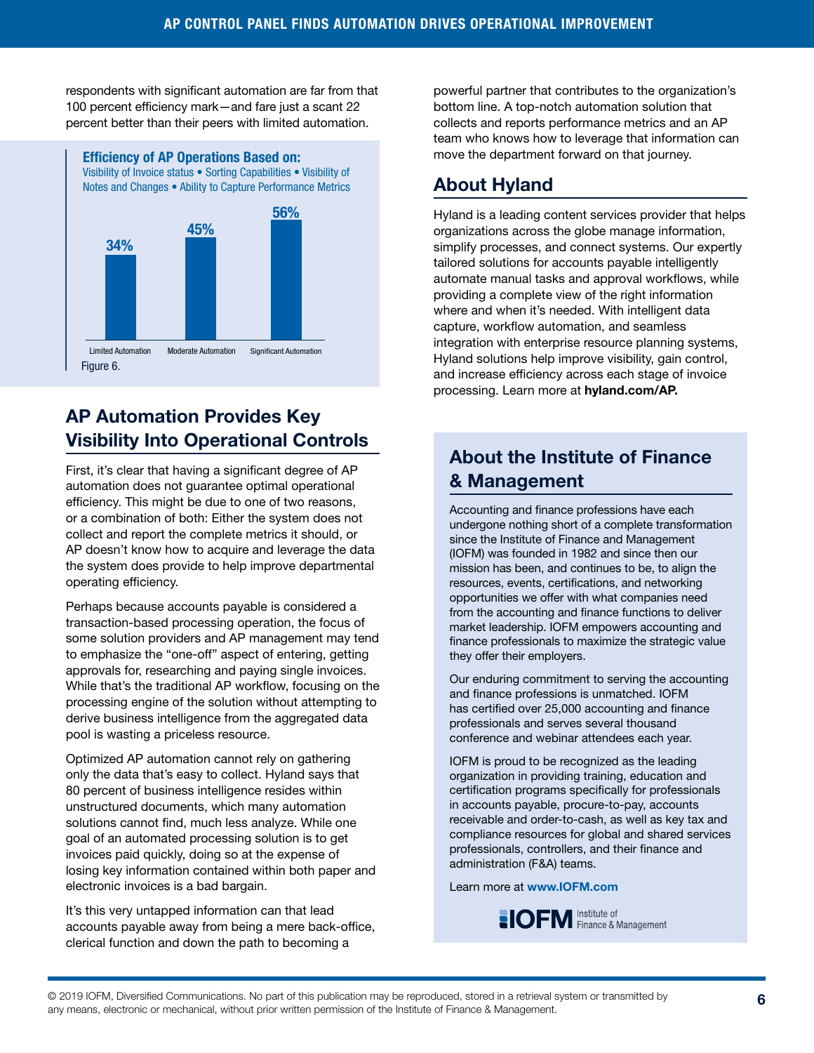respondents with significant automation are far from that 100 percent efficiency mark—and fare just a scant 22 percent better than their peers with limited automation.

**Efficiency of AP Operations Based on:**
Visibility of Invoice status • Sorting Capabilities • Visibility of Notes and Changes • Ability to Capture Performance Metrics

34%
45%
56%
Limited Automation
Moderate Automation
Significant Automation

Figure 6.

## AP Automation Provides Key Visibility Into Operational Controls

First, it's clear that having a significant degree of AP automation does not guarantee optimal operational efficiency. This might be due to one of two reasons, or a combination of both: Either the system does not collect and report the complete metrics it should, or AP doesn't know how to acquire and leverage the data the system does provide to help improve departmental operating efficiency.

Perhaps because accounts payable is considered a transaction-based processing operation, the focus of some solution providers and AP management may tend to emphasize the "one-off" aspect of entering, getting approvals for, researching and paying single invoices. While that's the traditional AP workflow, focusing on the processing engine of the solution without attempting to derive business intelligence from the aggregated data pool is wasting a priceless resource.

Optimized AP automation cannot rely on gathering only the data that's easy to collect. Hyland says that 80 percent of business intelligence resides within unstructured documents, which many automation solutions cannot find, much less analyze. While one goal of an automated processing solution is to get invoices paid quickly, doing so at the expense of losing key information contained within both paper and electronic invoices is a bad bargain.

It's this very untapped information can that lead accounts payable away from being a mere back-office, clerical function and down the path to becoming a powerful partner that contributes to the organization's bottom line. A top-notch automation solution that collects and reports performance metrics and an AP team who knows how to leverage that information can move the department forward on that journey.

## About Hyland

Hyland is a leading content services provider that helps organizations across the globe manage information, simplify processes, and connect systems. Our expertly tailored solutions for accounts payable intelligently automate manual tasks and approval workflows, while providing a complete view of the right information where and when it's needed. With intelligent data capture, workflow automation, and seamless integration with enterprise resource planning systems, Hyland solutions help improve visibility, gain control, and increase efficiency across each stage of invoice processing. Learn more at **hyland.com/AP.**

## About the Institute of Finance & Management

Accounting and finance professionals have each undergone nothing short of a complete transformation since the Institute of Finance and Management (IOFM) was founded in 1982 and since then our mission has been, and continues to be, to align the resources, events, certifications, and networking opportunities we offer with what companies need from the accounting and finance functions to deliver market leadership. IOFM empowers accounting and finance professionals to maximize the strategic value they offer their employers.

Our enduring commitment to serving the accounting and finance professions is unmatched. IOFM has certified over 25,000 accounting and finance professionals and serves several thousand conference and webinar attendees each year.

IOFM is proud to be recognized as the leading organization in providing training, education and certification programs specifically for professionals in accounts payable, procure-to-pay, accounts receivable and order-to-cash, as well as key tax and compliance resources for global and shared services professionals, controllers, and their finance and administration (F&A) teams.

Learn more at **www.IOFM.com**

IOFM Institute of Finance & Management

© 2019 IOFM, Diversified Communications. No part of this publication may be reproduced, stored in a retrieval system or transmitted by any means, electronic or mechanical, without prior written permission of the Institute of Finance & Management.